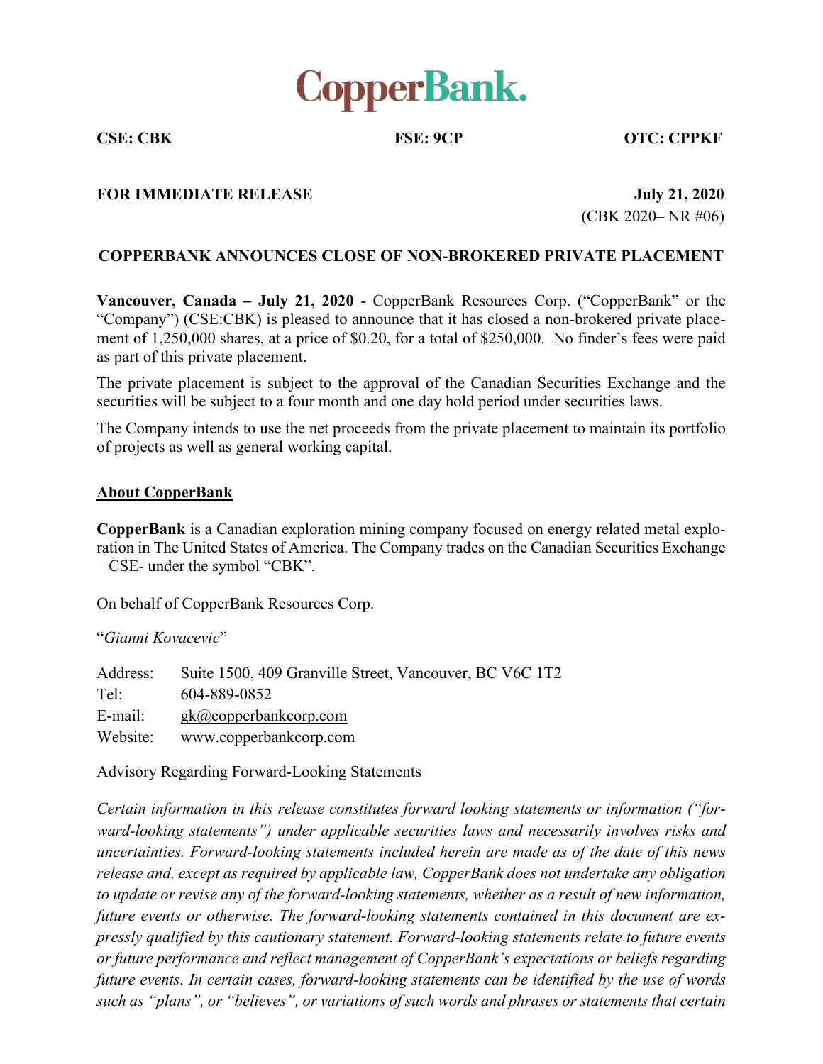# CopperBank.

**CSE: CBK** **FSE: 9CP** **OTC: CPPKF**

**FOR IMMEDIATE RELEASE** **July 21, 2020**

(CBK 2020– NR #06)

## COPPERBANK ANNOUNCES CLOSE OF NON-BROKERED PRIVATE PLACEMENT

**Vancouver, Canada – July 21, 2020** - CopperBank Resources Corp. ("CopperBank" or the "Company") (CSE:CBK) is pleased to announce that it has closed a non-brokered private placement of 1,250,000 shares, at a price of $0.20, for a total of $250,000. No finder's fees were paid as part of this private placement.

The private placement is subject to the approval of the Canadian Securities Exchange and the securities will be subject to a four month and one day hold period under securities laws.

The Company intends to use the net proceeds from the private placement to maintain its portfolio of projects as well as general working capital.

**About CopperBank**

**CopperBank** is a Canadian exploration mining company focused on energy related metal exploration in The United States of America. The Company trades on the Canadian Securities Exchange – CSE- under the symbol "CBK".

On behalf of CopperBank Resources Corp.

"*Gianni Kovacevic*"

Address: Suite 1500, 409 Granville Street, Vancouver, BC V6C 1T2
Tel: 604-889-0852
E-mail: gk@copperbankcorp.com
Website: www.copperbankcorp.com

Advisory Regarding Forward-Looking Statements

*Certain information in this release constitutes forward looking statements or information ("forward-looking statements") under applicable securities laws and necessarily involves risks and uncertainties. Forward-looking statements included herein are made as of the date of this news release and, except as required by applicable law, CopperBank does not undertake any obligation to update or revise any of the forward-looking statements, whether as a result of new information, future events or otherwise. The forward-looking statements contained in this document are expressly qualified by this cautionary statement. Forward-looking statements relate to future events or future performance and reflect management of CopperBank's expectations or beliefs regarding future events. In certain cases, forward-looking statements can be identified by the use of words such as "plans", or "believes", or variations of such words and phrases or statements that certain*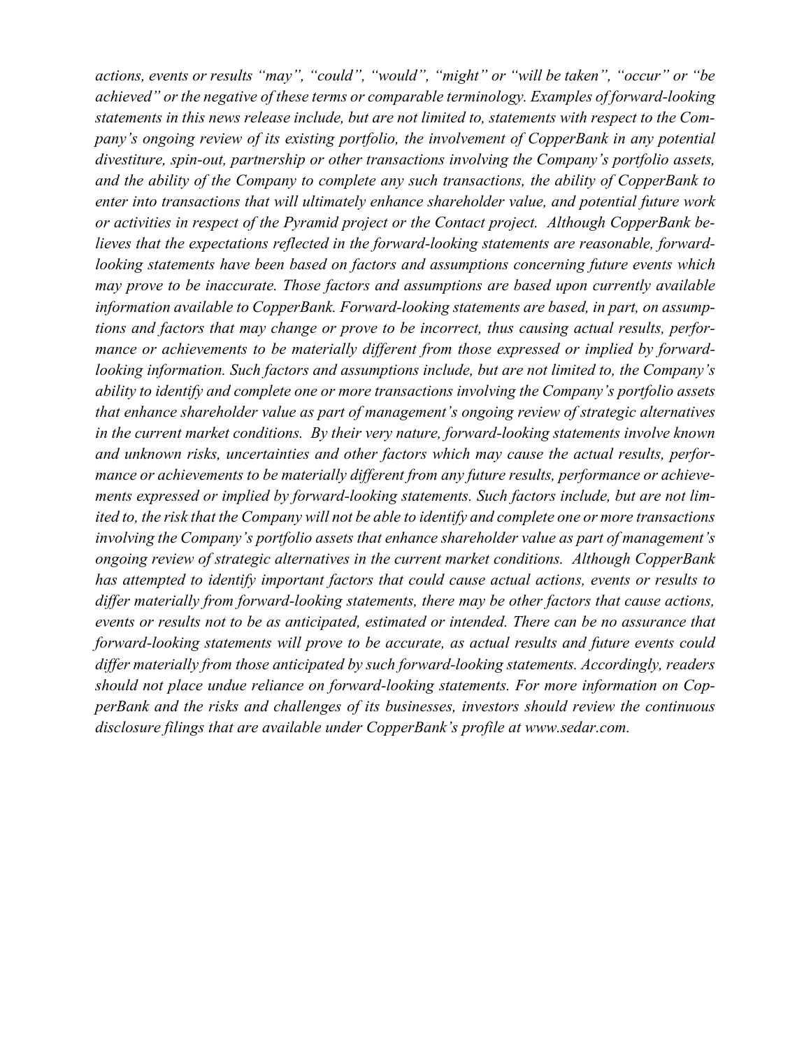*actions, events or results "may", "could", "would", "might" or "will be taken", "occur" or "be achieved" or the negative of these terms or comparable terminology. Examples of forward-looking statements in this news release include, but are not limited to, statements with respect to the Company's ongoing review of its existing portfolio, the involvement of CopperBank in any potential divestiture, spin-out, partnership or other transactions involving the Company's portfolio assets, and the ability of the Company to complete any such transactions, the ability of CopperBank to enter into transactions that will ultimately enhance shareholder value, and potential future work or activities in respect of the Pyramid project or the Contact project. Although CopperBank believes that the expectations reflected in the forward-looking statements are reasonable, forward-looking statements have been based on factors and assumptions concerning future events which may prove to be inaccurate. Those factors and assumptions are based upon currently available information available to CopperBank. Forward-looking statements are based, in part, on assumptions and factors that may change or prove to be incorrect, thus causing actual results, performance or achievements to be materially different from those expressed or implied by forward-looking information. Such factors and assumptions include, but are not limited to, the Company's ability to identify and complete one or more transactions involving the Company's portfolio assets that enhance shareholder value as part of management's ongoing review of strategic alternatives in the current market conditions. By their very nature, forward-looking statements involve known and unknown risks, uncertainties and other factors which may cause the actual results, performance or achievements to be materially different from any future results, performance or achievements expressed or implied by forward-looking statements. Such factors include, but are not limited to, the risk that the Company will not be able to identify and complete one or more transactions involving the Company's portfolio assets that enhance shareholder value as part of management's ongoing review of strategic alternatives in the current market conditions. Although CopperBank has attempted to identify important factors that could cause actual actions, events or results to differ materially from forward-looking statements, there may be other factors that cause actions, events or results not to be as anticipated, estimated or intended. There can be no assurance that forward-looking statements will prove to be accurate, as actual results and future events could differ materially from those anticipated by such forward-looking statements. Accordingly, readers should not place undue reliance on forward-looking statements. For more information on CopperBank and the risks and challenges of its businesses, investors should review the continuous disclosure filings that are available under CopperBank's profile at www.sedar.com.*